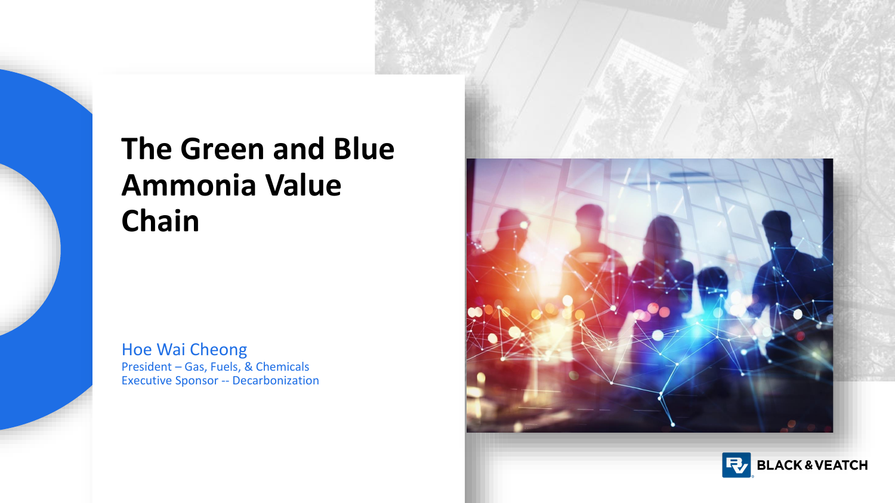# The Green and Blue Ammonia Value Chain

Hoe Wai Cheong
President – Gas, Fuels, & Chemicals
Executive Sponsor -- Decarbonization

BLACK & VEATCH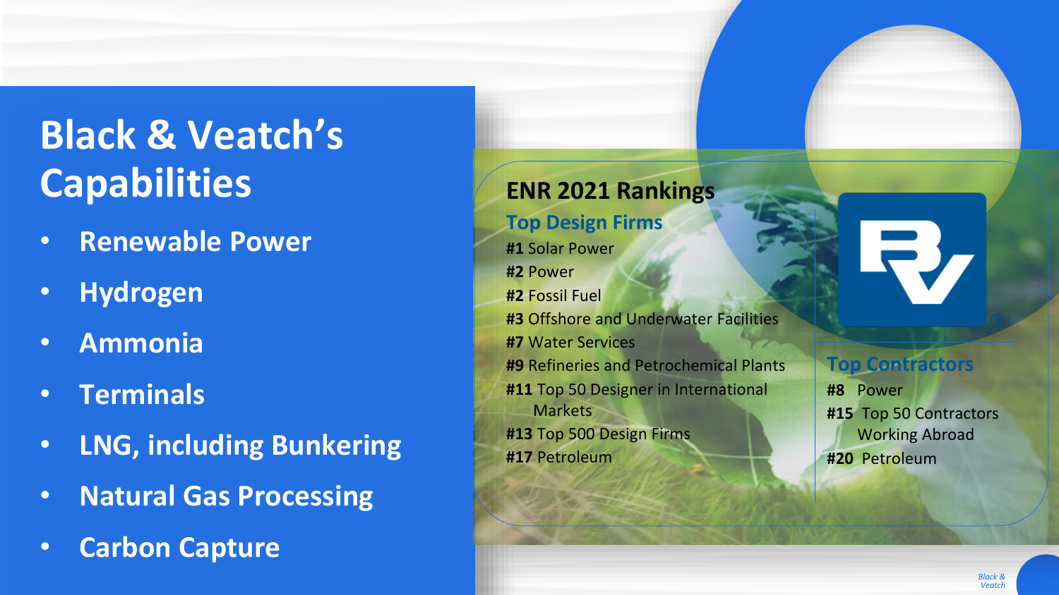# Black & Veatch's Capabilities

- **Renewable Power**
- **Hydrogen**
- **Ammonia**
- **Terminals**
- **LNG, including Bunkering**
- **Natural Gas Processing**
- **Carbon Capture**

## ENR 2021 Rankings

### Top Design Firms

**#1** Solar Power
**#2** Power
**#2** Fossil Fuel
**#3** Offshore and Underwater Facilities
**#7** Water Services
**#9** Refineries and Petrochemical Plants
**#11** Top 50 Designer in International Markets
**#13** Top 500 Design Firms
**#17** Petroleum

### Top Contractors

**#8** Power
**#15** Top 50 Contractors Working Abroad
**#20** Petroleum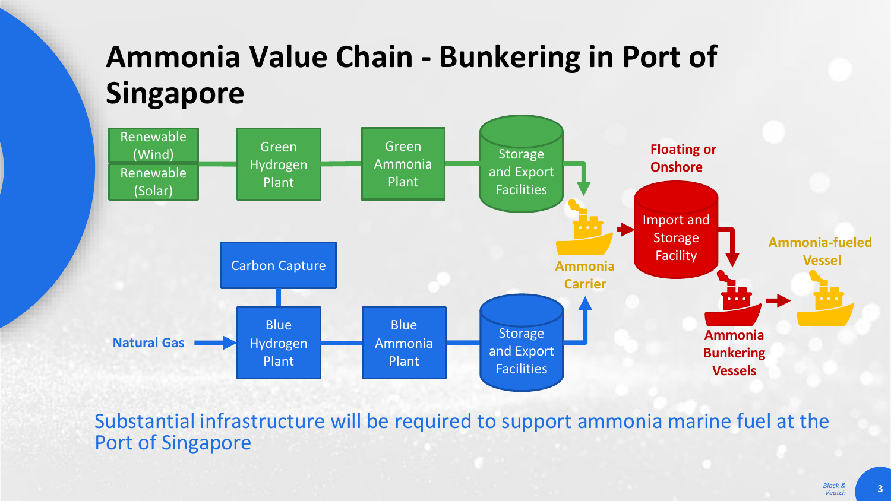# Ammonia Value Chain - Bunkering in Port of Singapore

Renewable (Wind)

Renewable (Solar)

Green Hydrogen Plant

Green Ammonia Plant

Storage and Export Facilities

Carbon Capture

Natural Gas

Blue Hydrogen Plant

Blue Ammonia Plant

Storage and Export Facilities

Ammonia Carrier

Floating or Onshore

Import and Storage Facility

Ammonia Bunkering Vessels

Ammonia-fueled Vessel

Substantial infrastructure will be required to support ammonia marine fuel at the Port of Singapore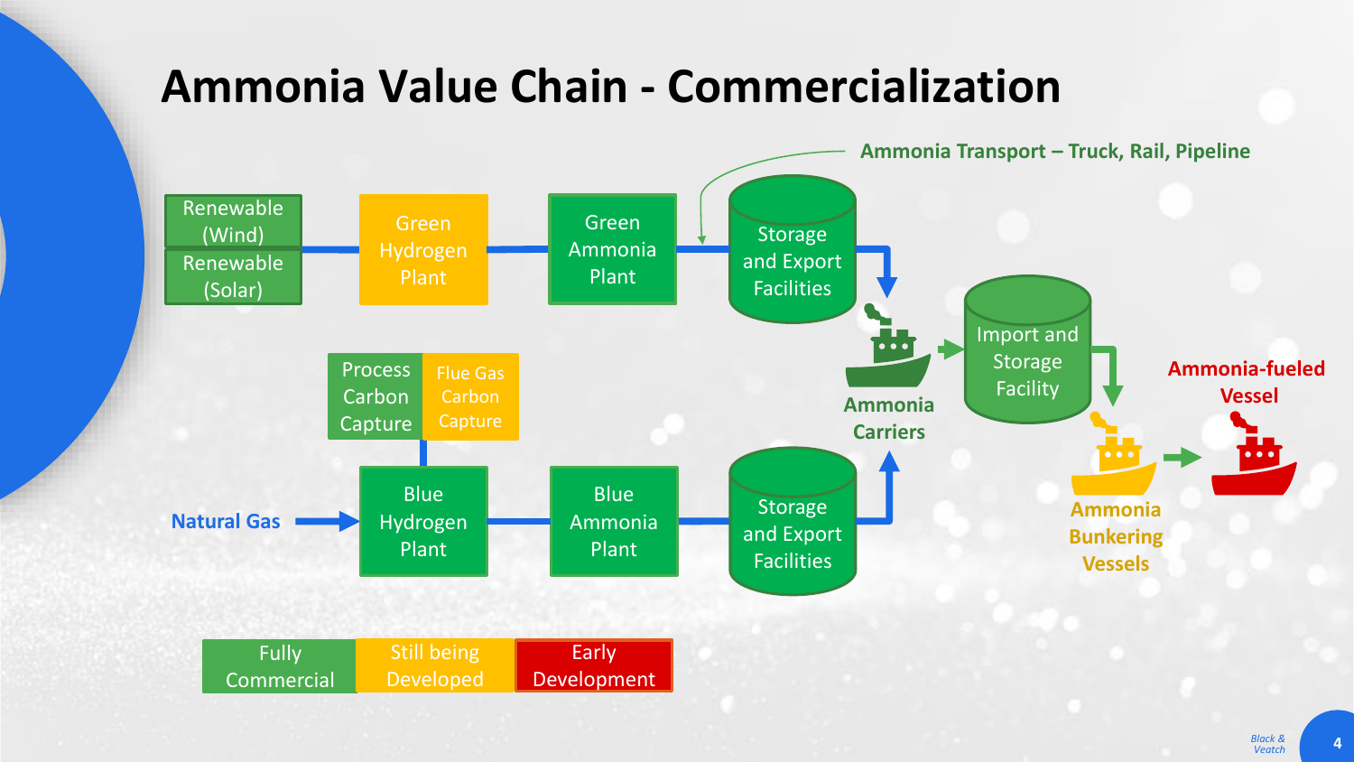# Ammonia Value Chain - Commercialization

Ammonia Transport – Truck, Rail, Pipeline

Renewable (Wind)

Renewable (Solar)

Green Hydrogen Plant

Green Ammonia Plant

Storage and Export Facilities

Ammonia Carriers

Import and Storage Facility

Ammonia-fueled Vessel

Ammonia Bunkering Vessels

Process Carbon Capture

Flue Gas Carbon Capture

Natural Gas

Blue Hydrogen Plant

Blue Ammonia Plant

Storage and Export Facilities

| Fully Commercial | Still being Developed | Early Development |
|---|---|---|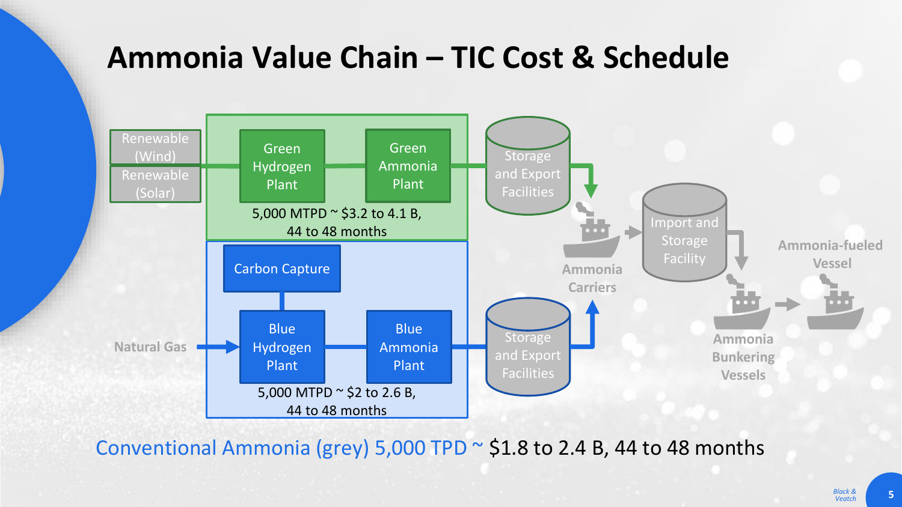# Ammonia Value Chain – TIC Cost & Schedule

Renewable (Wind)

Renewable (Solar)

Green Hydrogen Plant

Green Ammonia Plant

5,000 MTPD ~ $3.2 to 4.1 B, 44 to 48 months

Carbon Capture

Natural Gas

Blue Hydrogen Plant

Blue Ammonia Plant

5,000 MTPD ~ $2 to 2.6 B, 44 to 48 months

Storage and Export Facilities

Storage and Export Facilities

Ammonia Carriers

Import and Storage Facility

Ammonia Bunkering Vessels

Ammonia-fueled Vessel

Conventional Ammonia (grey) 5,000 TPD ~ $1.8 to 2.4 B, 44 to 48 months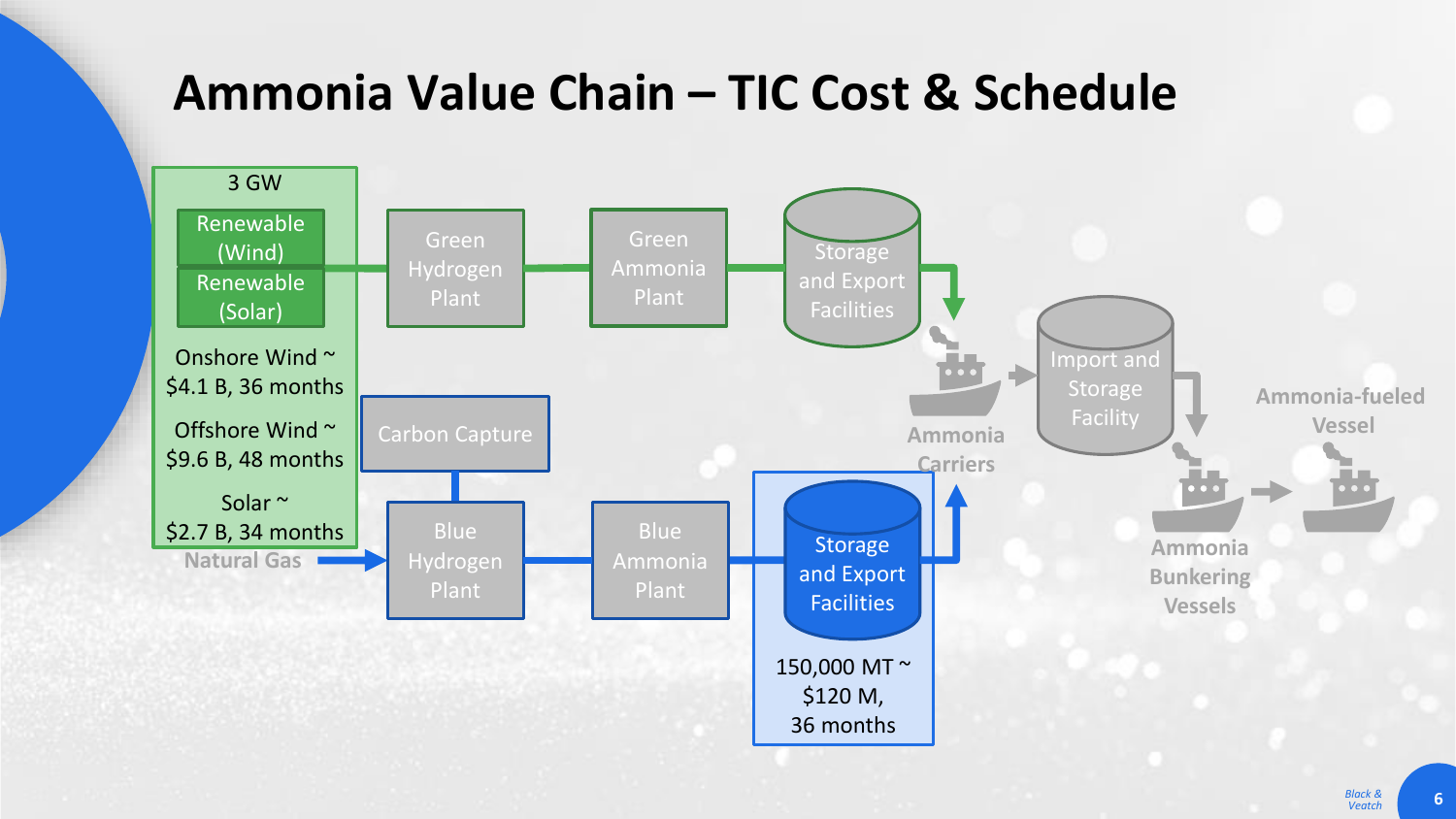# Ammonia Value Chain – TIC Cost & Schedule

3 GW

Renewable (Wind)

Renewable (Solar)

Onshore Wind ~ $4.1 B, 36 months

Offshore Wind ~ $9.6 B, 48 months

Solar ~ $2.7 B, 34 months

Green Hydrogen Plant

Green Ammonia Plant

Storage and Export Facilities

Natural Gas

Carbon Capture

Blue Hydrogen Plant

Blue Ammonia Plant

Storage and Export Facilities

150,000 MT ~ $120 M, 36 months

Ammonia Carriers

Import and Storage Facility

Ammonia Bunkering Vessels

Ammonia-fueled Vessel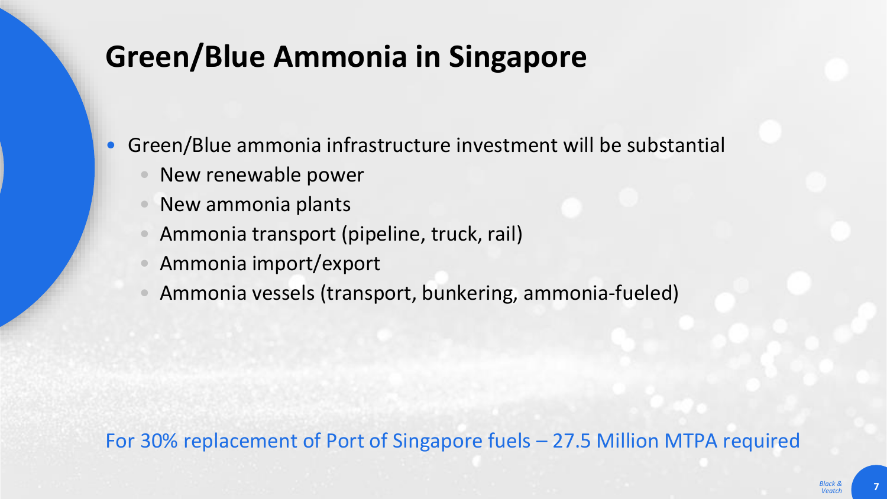# Green/Blue Ammonia in Singapore

- Green/Blue ammonia infrastructure investment will be substantial
  - New renewable power
  - New ammonia plants
  - Ammonia transport (pipeline, truck, rail)
  - Ammonia import/export
  - Ammonia vessels (transport, bunkering, ammonia-fueled)

For 30% replacement of Port of Singapore fuels – 27.5 Million MTPA required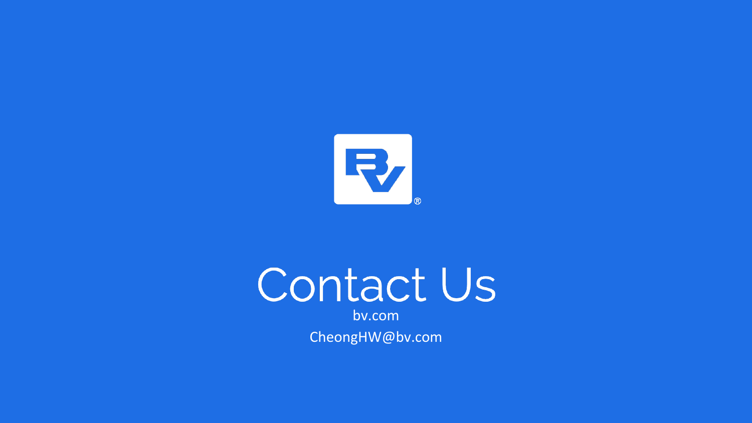# Contact Us

bv.com

CheongHW@bv.com